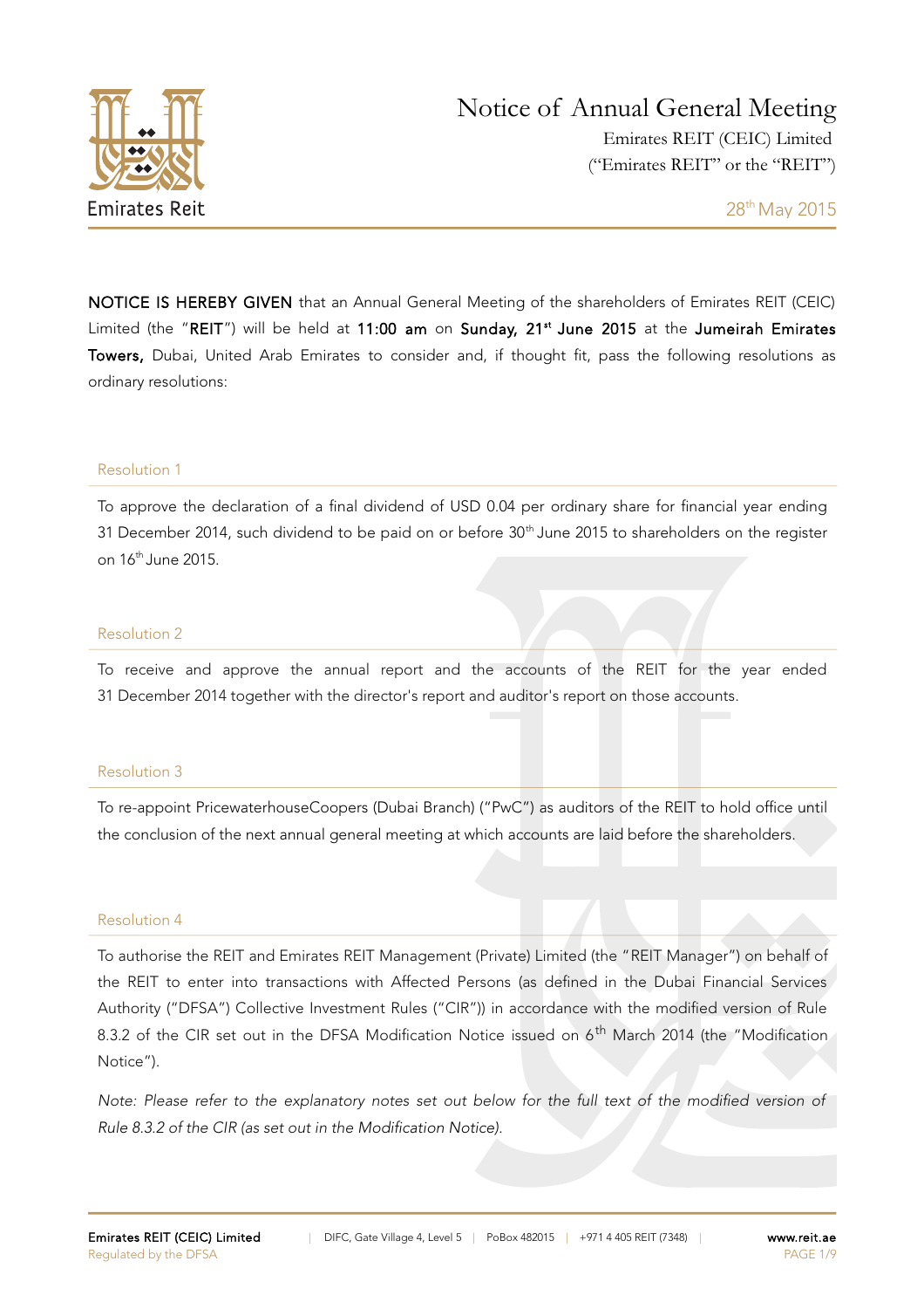# Notice of Annual General Meeting

Emirates REIT (CEIC) Limited
("Emirates REIT" or the "REIT")

28th May 2015

**NOTICE IS HEREBY GIVEN** that an Annual General Meeting of the shareholders of Emirates REIT (CEIC) Limited (the "**REIT**") will be held at **11:00 am** on **Sunday, 21st June 2015** at the **Jumeirah Emirates Towers,** Dubai, United Arab Emirates to consider and, if thought fit, pass the following resolutions as ordinary resolutions:

## Resolution 1

To approve the declaration of a final dividend of USD 0.04 per ordinary share for financial year ending 31 December 2014, such dividend to be paid on or before 30th June 2015 to shareholders on the register on 16th June 2015.

## Resolution 2

To receive and approve the annual report and the accounts of the REIT for the year ended 31 December 2014 together with the director's report and auditor's report on those accounts.

## Resolution 3

To re-appoint PricewaterhouseCoopers (Dubai Branch) ("PwC") as auditors of the REIT to hold office until the conclusion of the next annual general meeting at which accounts are laid before the shareholders.

## Resolution 4

To authorise the REIT and Emirates REIT Management (Private) Limited (the "REIT Manager") on behalf of the REIT to enter into transactions with Affected Persons (as defined in the Dubai Financial Services Authority ("DFSA") Collective Investment Rules ("CIR")) in accordance with the modified version of Rule 8.3.2 of the CIR set out in the DFSA Modification Notice issued on 6th March 2014 (the "Modification Notice").

*Note: Please refer to the explanatory notes set out below for the full text of the modified version of Rule 8.3.2 of the CIR (as set out in the Modification Notice).*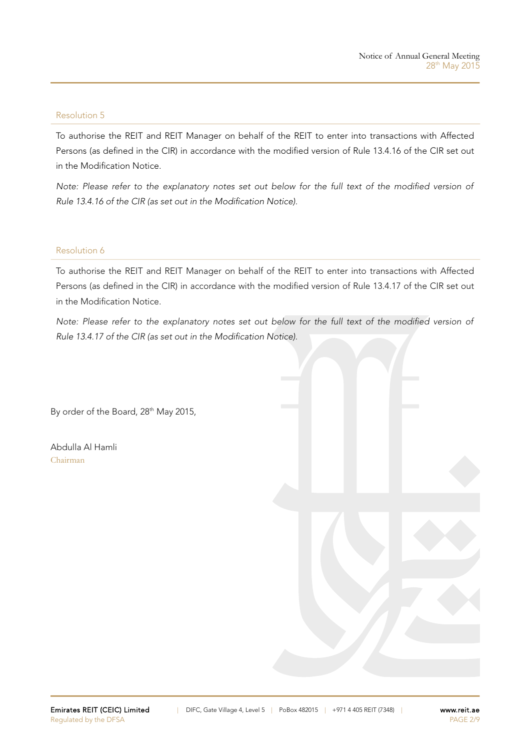### Resolution 5

To authorise the REIT and REIT Manager on behalf of the REIT to enter into transactions with Affected Persons (as defined in the CIR) in accordance with the modified version of Rule 13.4.16 of the CIR set out in the Modification Notice.

*Note: Please refer to the explanatory notes set out below for the full text of the modified version of Rule 13.4.16 of the CIR (as set out in the Modification Notice).*

### Resolution 6

To authorise the REIT and REIT Manager on behalf of the REIT to enter into transactions with Affected Persons (as defined in the CIR) in accordance with the modified version of Rule 13.4.17 of the CIR set out in the Modification Notice.

*Note: Please refer to the explanatory notes set out below for the full text of the modified version of Rule 13.4.17 of the CIR (as set out in the Modification Notice).*

By order of the Board, 28th May 2015,

Abdulla Al Hamli
Chairman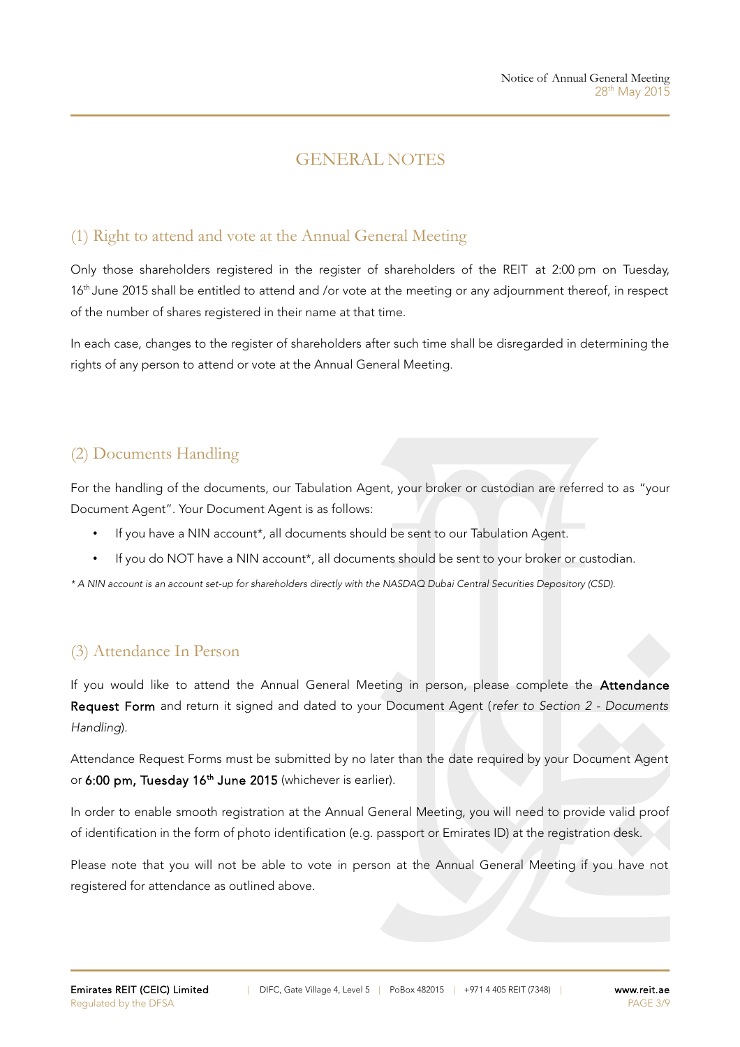# GENERAL NOTES

## (1) Right to attend and vote at the Annual General Meeting

Only those shareholders registered in the register of shareholders of the REIT at 2:00 pm on Tuesday, 16th June 2015 shall be entitled to attend and /or vote at the meeting or any adjournment thereof, in respect of the number of shares registered in their name at that time.

In each case, changes to the register of shareholders after such time shall be disregarded in determining the rights of any person to attend or vote at the Annual General Meeting.

## (2) Documents Handling

For the handling of the documents, our Tabulation Agent, your broker or custodian are referred to as "your Document Agent". Your Document Agent is as follows:

- If you have a NIN account*, all documents should be sent to our Tabulation Agent.
- If you do NOT have a NIN account*, all documents should be sent to your broker or custodian.

*\* A NIN account is an account set-up for shareholders directly with the NASDAQ Dubai Central Securities Depository (CSD).*

## (3) Attendance In Person

If you would like to attend the Annual General Meeting in person, please complete the **Attendance Request Form** and return it signed and dated to your Document Agent (*refer to Section 2 - Documents Handling*).

Attendance Request Forms must be submitted by no later than the date required by your Document Agent or **6:00 pm, Tuesday 16th June 2015** (whichever is earlier).

In order to enable smooth registration at the Annual General Meeting, you will need to provide valid proof of identification in the form of photo identification (e.g. passport or Emirates ID) at the registration desk.

Please note that you will not be able to vote in person at the Annual General Meeting if you have not registered for attendance as outlined above.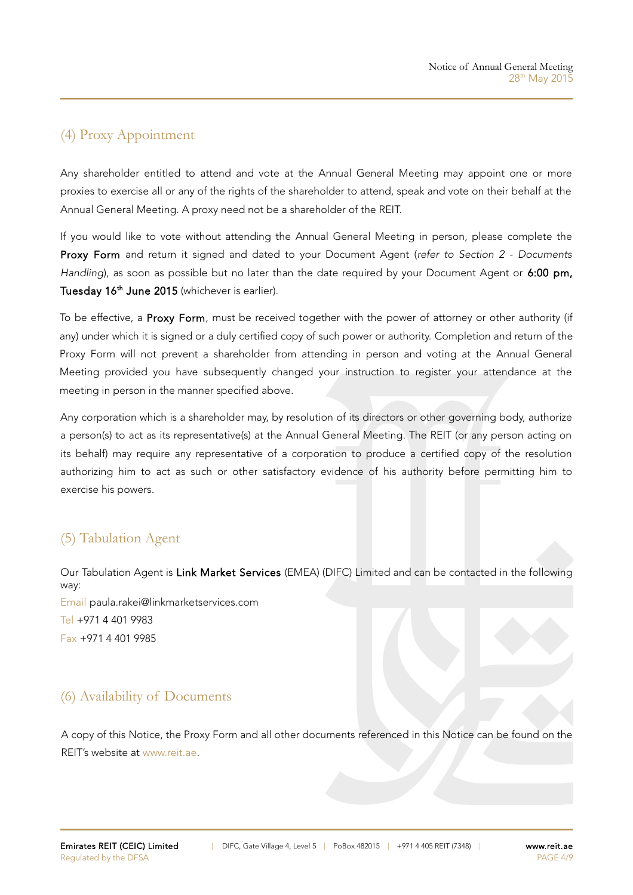## (4) Proxy Appointment

Any shareholder entitled to attend and vote at the Annual General Meeting may appoint one or more proxies to exercise all or any of the rights of the shareholder to attend, speak and vote on their behalf at the Annual General Meeting. A proxy need not be a shareholder of the REIT.

If you would like to vote without attending the Annual General Meeting in person, please complete the **Proxy Form** and return it signed and dated to your Document Agent (*refer to Section 2 - Documents Handling*), as soon as possible but no later than the date required by your Document Agent or **6:00 pm, Tuesday 16th June 2015** (whichever is earlier).

To be effective, a **Proxy Form**, must be received together with the power of attorney or other authority (if any) under which it is signed or a duly certified copy of such power or authority. Completion and return of the Proxy Form will not prevent a shareholder from attending in person and voting at the Annual General Meeting provided you have subsequently changed your instruction to register your attendance at the meeting in person in the manner specified above.

Any corporation which is a shareholder may, by resolution of its directors or other governing body, authorize a person(s) to act as its representative(s) at the Annual General Meeting. The REIT (or any person acting on its behalf) may require any representative of a corporation to produce a certified copy of the resolution authorizing him to act as such or other satisfactory evidence of his authority before permitting him to exercise his powers.

## (5) Tabulation Agent

Our Tabulation Agent is **Link Market Services** (EMEA) (DIFC) Limited and can be contacted in the following way:

Email paula.rakei@linkmarketservices.com

Tel +971 4 401 9983

Fax +971 4 401 9985

## (6) Availability of Documents

A copy of this Notice, the Proxy Form and all other documents referenced in this Notice can be found on the REIT's website at www.reit.ae.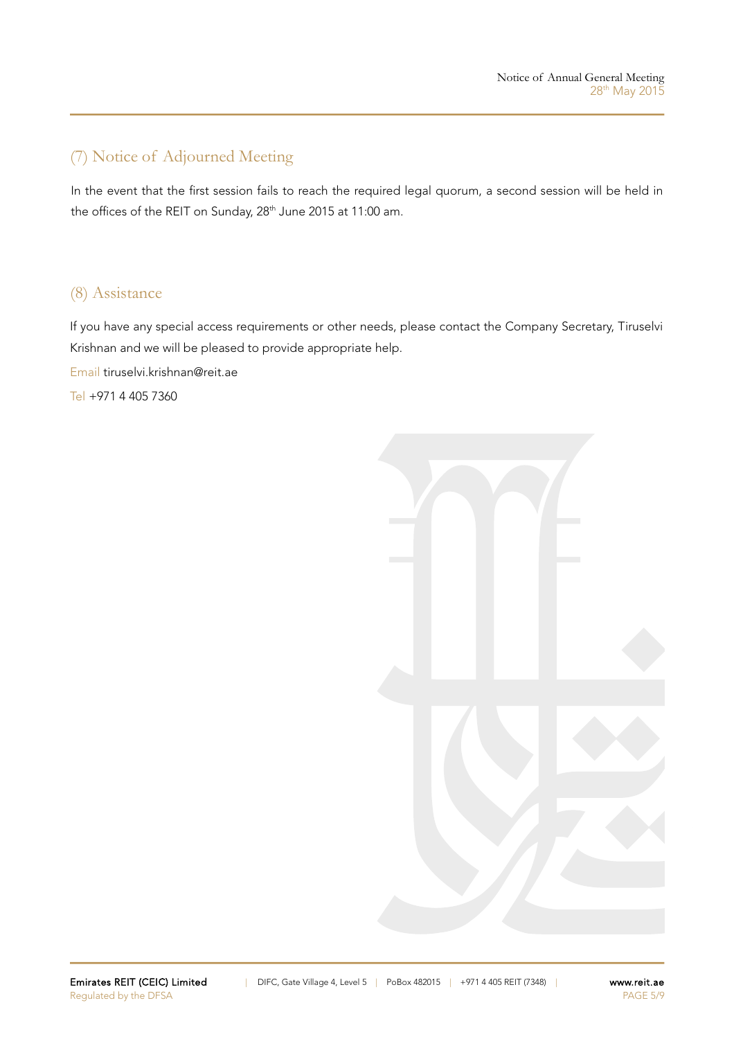## (7) Notice of Adjourned Meeting

In the event that the first session fails to reach the required legal quorum, a second session will be held in the offices of the REIT on Sunday, 28th June 2015 at 11:00 am.

## (8) Assistance

If you have any special access requirements or other needs, please contact the Company Secretary, Tiruselvi Krishnan and we will be pleased to provide appropriate help.

Email tiruselvi.krishnan@reit.ae

Tel +971 4 405 7360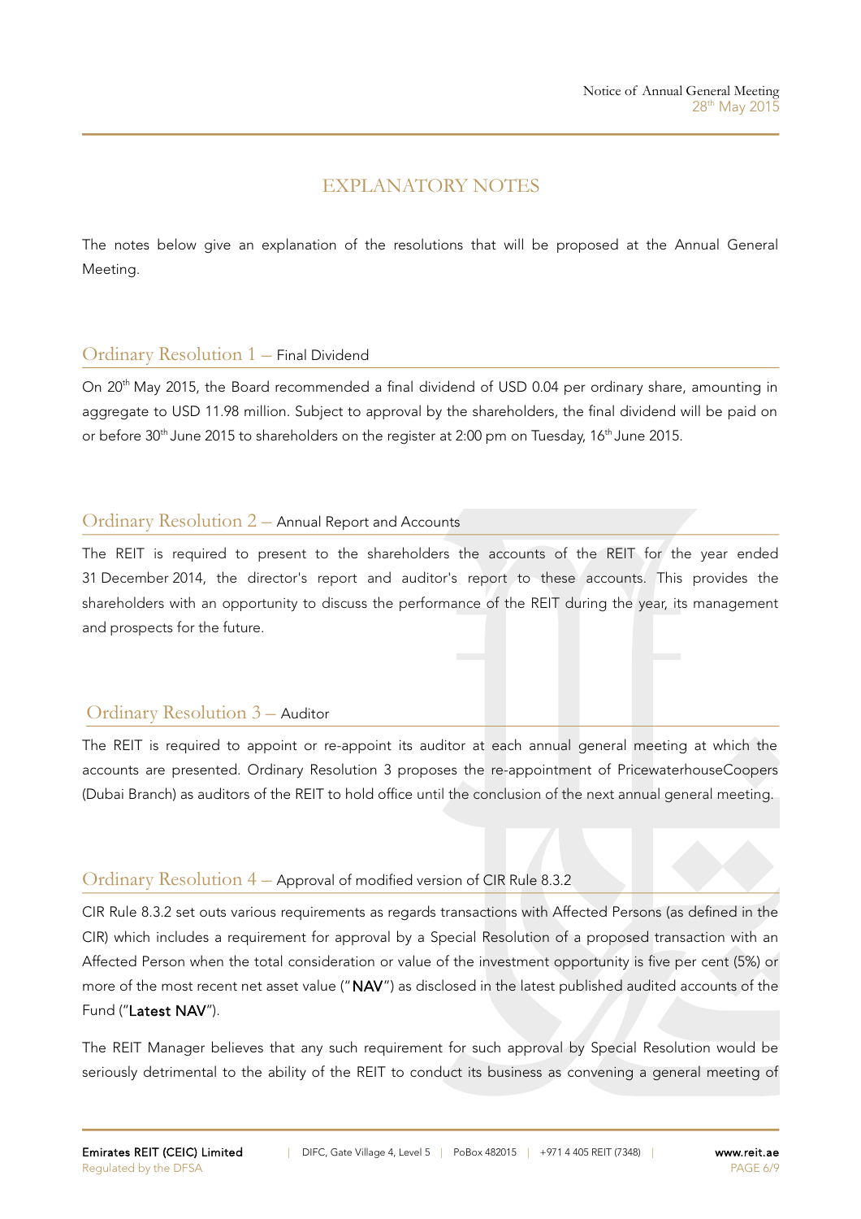## EXPLANATORY NOTES

The notes below give an explanation of the resolutions that will be proposed at the Annual General Meeting.

### Ordinary Resolution 1 – Final Dividend

On 20th May 2015, the Board recommended a final dividend of USD 0.04 per ordinary share, amounting in aggregate to USD 11.98 million. Subject to approval by the shareholders, the final dividend will be paid on or before 30th June 2015 to shareholders on the register at 2:00 pm on Tuesday, 16th June 2015.

### Ordinary Resolution 2 – Annual Report and Accounts

The REIT is required to present to the shareholders the accounts of the REIT for the year ended 31 December 2014, the director's report and auditor's report to these accounts. This provides the shareholders with an opportunity to discuss the performance of the REIT during the year, its management and prospects for the future.

### Ordinary Resolution 3 – Auditor

The REIT is required to appoint or re-appoint its auditor at each annual general meeting at which the accounts are presented. Ordinary Resolution 3 proposes the re-appointment of PricewaterhouseCoopers (Dubai Branch) as auditors of the REIT to hold office until the conclusion of the next annual general meeting.

### Ordinary Resolution 4 – Approval of modified version of CIR Rule 8.3.2

CIR Rule 8.3.2 set outs various requirements as regards transactions with Affected Persons (as defined in the CIR) which includes a requirement for approval by a Special Resolution of a proposed transaction with an Affected Person when the total consideration or value of the investment opportunity is five per cent (5%) or more of the most recent net asset value ("**NAV**") as disclosed in the latest published audited accounts of the Fund ("**Latest NAV**").

The REIT Manager believes that any such requirement for such approval by Special Resolution would be seriously detrimental to the ability of the REIT to conduct its business as convening a general meeting of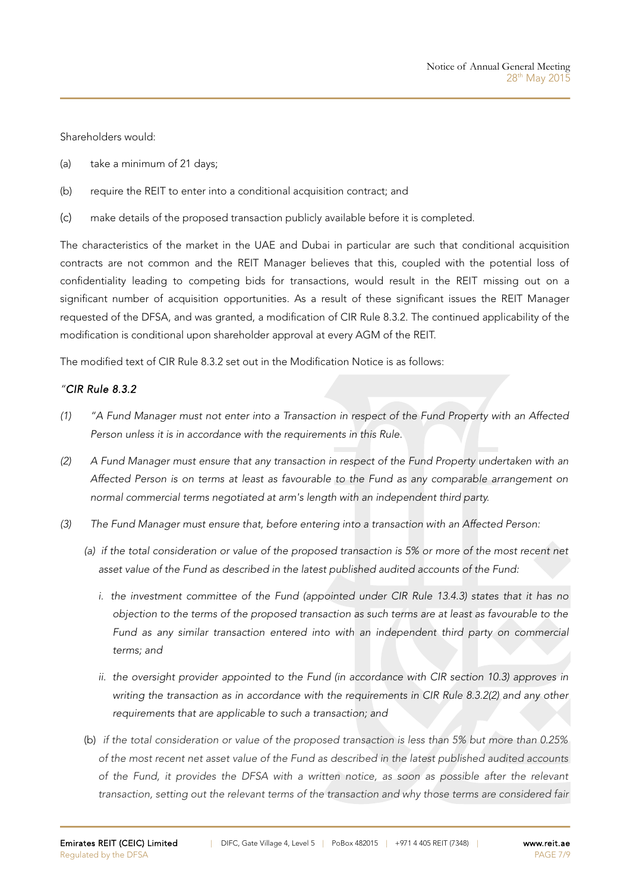Shareholders would:

(a) take a minimum of 21 days;

(b) require the REIT to enter into a conditional acquisition contract; and

(c) make details of the proposed transaction publicly available before it is completed.

The characteristics of the market in the UAE and Dubai in particular are such that conditional acquisition contracts are not common and the REIT Manager believes that this, coupled with the potential loss of confidentiality leading to competing bids for transactions, would result in the REIT missing out on a significant number of acquisition opportunities. As a result of these significant issues the REIT Manager requested of the DFSA, and was granted, a modification of CIR Rule 8.3.2. The continued applicability of the modification is conditional upon shareholder approval at every AGM of the REIT.

The modified text of CIR Rule 8.3.2 set out in the Modification Notice is as follows:

*"CIR Rule 8.3.2*

*(1) "A Fund Manager must not enter into a Transaction in respect of the Fund Property with an Affected Person unless it is in accordance with the requirements in this Rule.*

*(2) A Fund Manager must ensure that any transaction in respect of the Fund Property undertaken with an Affected Person is on terms at least as favourable to the Fund as any comparable arrangement on normal commercial terms negotiated at arm's length with an independent third party.*

*(3) The Fund Manager must ensure that, before entering into a transaction with an Affected Person:*

*(a) if the total consideration or value of the proposed transaction is 5% or more of the most recent net asset value of the Fund as described in the latest published audited accounts of the Fund:*

*i. the investment committee of the Fund (appointed under CIR Rule 13.4.3) states that it has no objection to the terms of the proposed transaction as such terms are at least as favourable to the Fund as any similar transaction entered into with an independent third party on commercial terms; and*

*ii. the oversight provider appointed to the Fund (in accordance with CIR section 10.3) approves in writing the transaction as in accordance with the requirements in CIR Rule 8.3.2(2) and any other requirements that are applicable to such a transaction; and*

(b) *if the total consideration or value of the proposed transaction is less than 5% but more than 0.25% of the most recent net asset value of the Fund as described in the latest published audited accounts of the Fund, it provides the DFSA with a written notice, as soon as possible after the relevant transaction, setting out the relevant terms of the transaction and why those terms are considered fair*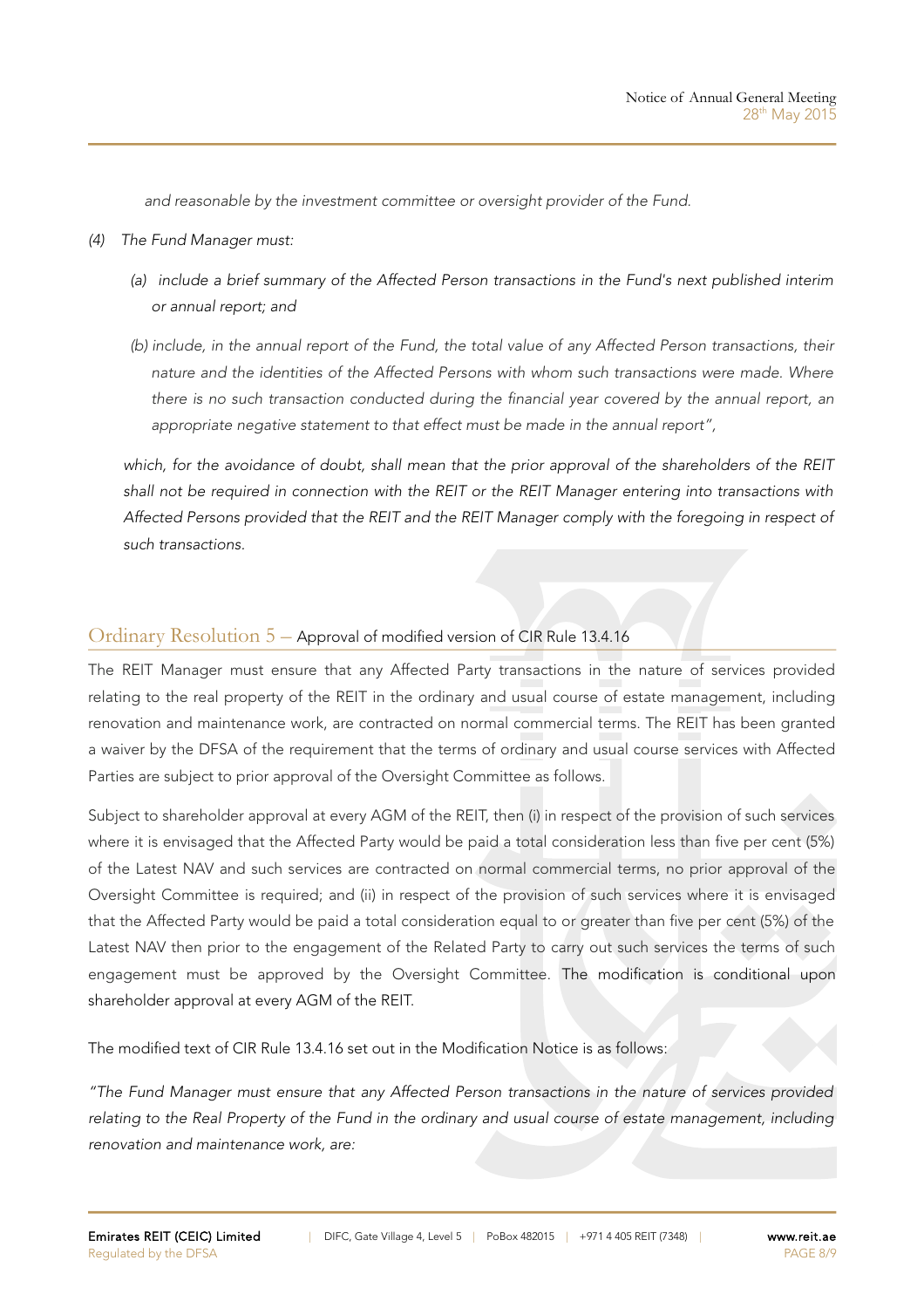*and reasonable by the investment committee or oversight provider of the Fund.*

*(4) The Fund Manager must:*

*(a) include a brief summary of the Affected Person transactions in the Fund's next published interim or annual report; and*

*(b) include, in the annual report of the Fund, the total value of any Affected Person transactions, their nature and the identities of the Affected Persons with whom such transactions were made. Where there is no such transaction conducted during the financial year covered by the annual report, an appropriate negative statement to that effect must be made in the annual report",*

*which, for the avoidance of doubt, shall mean that the prior approval of the shareholders of the REIT shall not be required in connection with the REIT or the REIT Manager entering into transactions with Affected Persons provided that the REIT and the REIT Manager comply with the foregoing in respect of such transactions.*

## Ordinary Resolution 5 – Approval of modified version of CIR Rule 13.4.16

The REIT Manager must ensure that any Affected Party transactions in the nature of services provided relating to the real property of the REIT in the ordinary and usual course of estate management, including renovation and maintenance work, are contracted on normal commercial terms. The REIT has been granted a waiver by the DFSA of the requirement that the terms of ordinary and usual course services with Affected Parties are subject to prior approval of the Oversight Committee as follows.

Subject to shareholder approval at every AGM of the REIT, then (i) in respect of the provision of such services where it is envisaged that the Affected Party would be paid a total consideration less than five per cent (5%) of the Latest NAV and such services are contracted on normal commercial terms, no prior approval of the Oversight Committee is required; and (ii) in respect of the provision of such services where it is envisaged that the Affected Party would be paid a total consideration equal to or greater than five per cent (5%) of the Latest NAV then prior to the engagement of the Related Party to carry out such services the terms of such engagement must be approved by the Oversight Committee. The modification is conditional upon shareholder approval at every AGM of the REIT.

The modified text of CIR Rule 13.4.16 set out in the Modification Notice is as follows:

*"The Fund Manager must ensure that any Affected Person transactions in the nature of services provided relating to the Real Property of the Fund in the ordinary and usual course of estate management, including renovation and maintenance work, are:*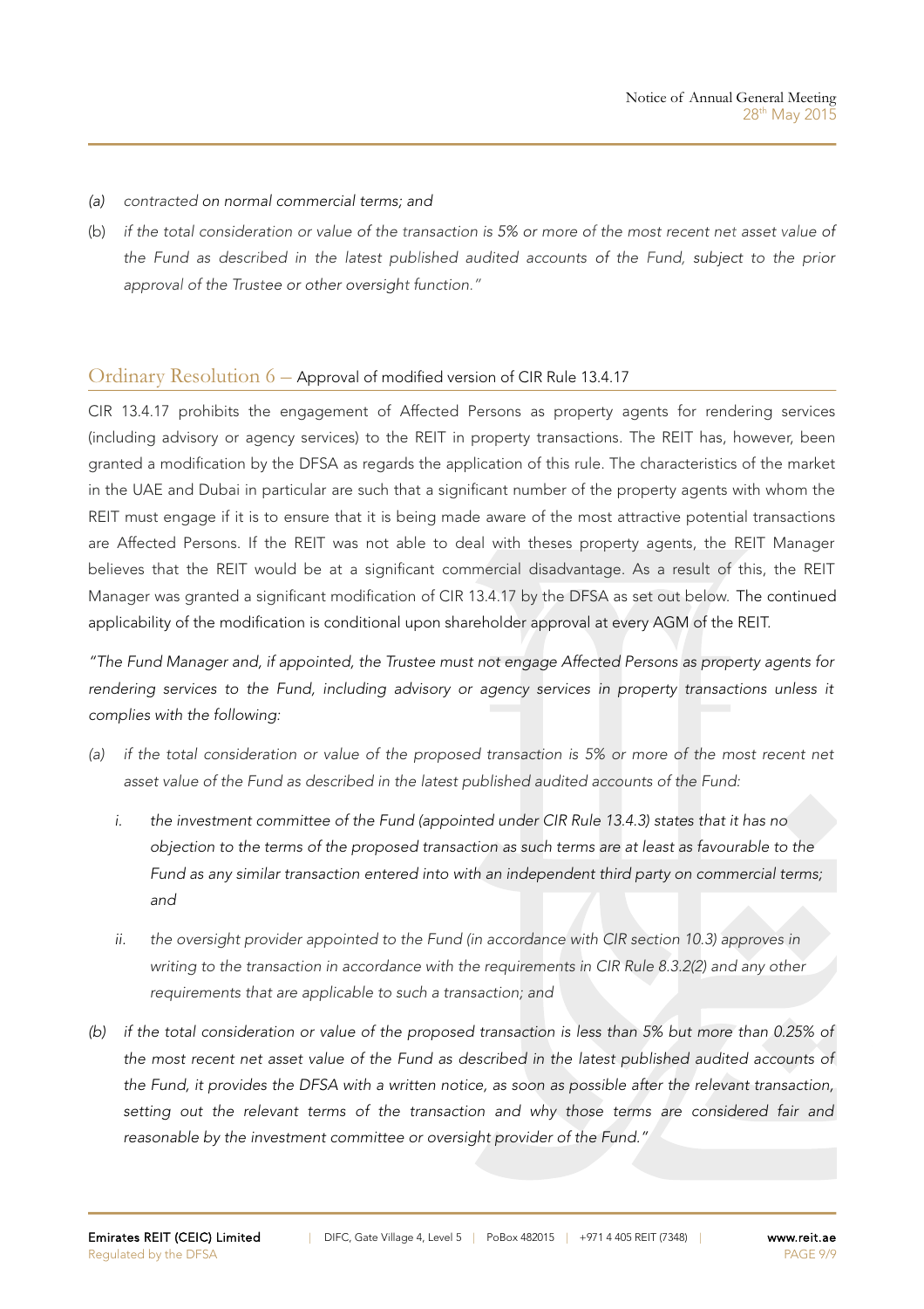*(a) contracted on normal commercial terms; and*

*(b) if the total consideration or value of the transaction is 5% or more of the most recent net asset value of the Fund as described in the latest published audited accounts of the Fund, subject to the prior approval of the Trustee or other oversight function."*

## Ordinary Resolution 6 – Approval of modified version of CIR Rule 13.4.17

CIR 13.4.17 prohibits the engagement of Affected Persons as property agents for rendering services (including advisory or agency services) to the REIT in property transactions. The REIT has, however, been granted a modification by the DFSA as regards the application of this rule. The characteristics of the market in the UAE and Dubai in particular are such that a significant number of the property agents with whom the REIT must engage if it is to ensure that it is being made aware of the most attractive potential transactions are Affected Persons. If the REIT was not able to deal with theses property agents, the REIT Manager believes that the REIT would be at a significant commercial disadvantage. As a result of this, the REIT Manager was granted a significant modification of CIR 13.4.17 by the DFSA as set out below. The continued applicability of the modification is conditional upon shareholder approval at every AGM of the REIT.

*"The Fund Manager and, if appointed, the Trustee must not engage Affected Persons as property agents for rendering services to the Fund, including advisory or agency services in property transactions unless it complies with the following:*

*(a) if the total consideration or value of the proposed transaction is 5% or more of the most recent net asset value of the Fund as described in the latest published audited accounts of the Fund:*

   *i. the investment committee of the Fund (appointed under CIR Rule 13.4.3) states that it has no objection to the terms of the proposed transaction as such terms are at least as favourable to the Fund as any similar transaction entered into with an independent third party on commercial terms; and*

   *ii. the oversight provider appointed to the Fund (in accordance with CIR section 10.3) approves in writing to the transaction in accordance with the requirements in CIR Rule 8.3.2(2) and any other requirements that are applicable to such a transaction; and*

*(b) if the total consideration or value of the proposed transaction is less than 5% but more than 0.25% of the most recent net asset value of the Fund as described in the latest published audited accounts of the Fund, it provides the DFSA with a written notice, as soon as possible after the relevant transaction, setting out the relevant terms of the transaction and why those terms are considered fair and reasonable by the investment committee or oversight provider of the Fund."*